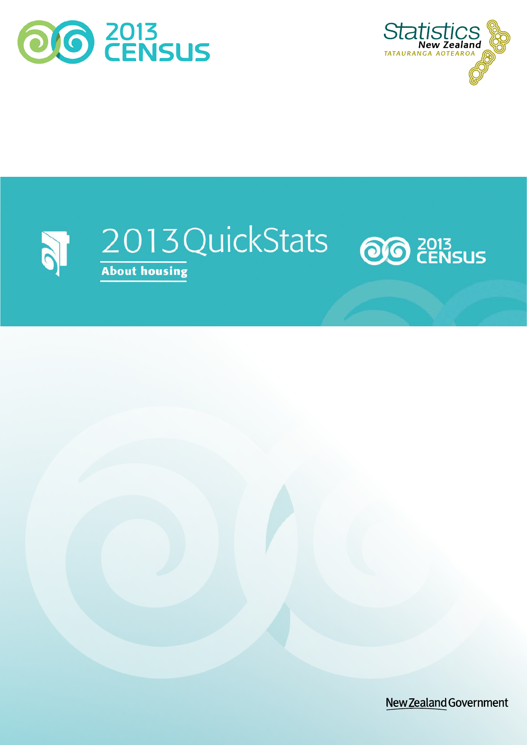2013 CENSUS

Statistics New Zealand

TATAURANGA AOTEAROA

# 2013 QuickStats

## About housing

2013 CENSUS

New Zealand Government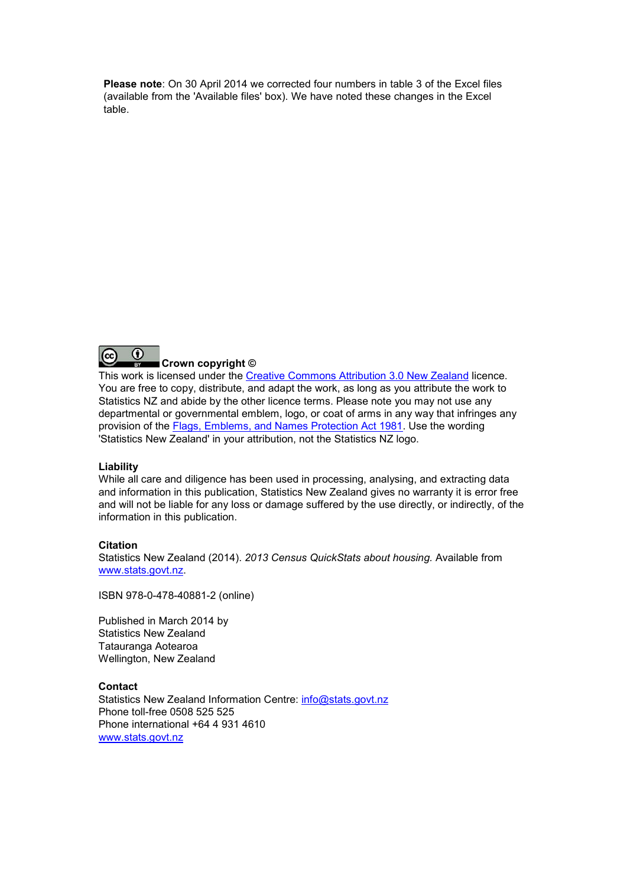**Please note**: On 30 April 2014 we corrected four numbers in table 3 of the Excel files (available from the 'Available files' box). We have noted these changes in the Excel table.

**Crown copyright ©**

This work is licensed under the Creative Commons Attribution 3.0 New Zealand licence. You are free to copy, distribute, and adapt the work, as long as you attribute the work to Statistics NZ and abide by the other licence terms. Please note you may not use any departmental or governmental emblem, logo, or coat of arms in any way that infringes any provision of the Flags, Emblems, and Names Protection Act 1981. Use the wording 'Statistics New Zealand' in your attribution, not the Statistics NZ logo.

**Liability**

While all care and diligence has been used in processing, analysing, and extracting data and information in this publication, Statistics New Zealand gives no warranty it is error free and will not be liable for any loss or damage suffered by the use directly, or indirectly, of the information in this publication.

**Citation**

Statistics New Zealand (2014). *2013 Census QuickStats about housing.* Available from www.stats.govt.nz.

ISBN 978-0-478-40881-2 (online)

Published in March 2014 by
Statistics New Zealand
Tatauranga Aotearoa
Wellington, New Zealand

**Contact**

Statistics New Zealand Information Centre: info@stats.govt.nz
Phone toll-free 0508 525 525
Phone international +64 4 931 4610
www.stats.govt.nz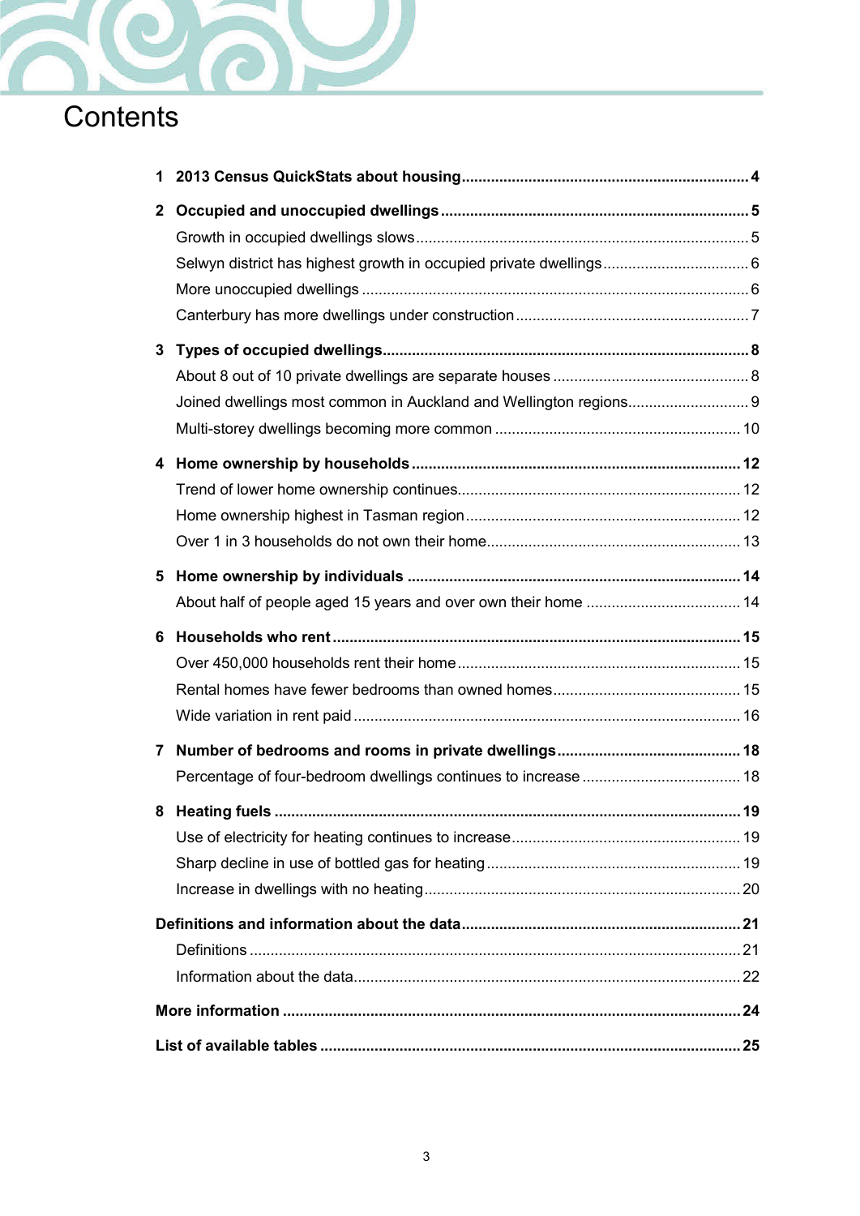# Contents

**1 2013 Census QuickStats about housing .................... 4**

**2 Occupied and unoccupied dwellings .................... 5**

Growth in occupied dwellings slows .................... 5

Selwyn district has highest growth in occupied private dwellings .................... 6

More unoccupied dwellings .................... 6

Canterbury has more dwellings under construction .................... 7

**3 Types of occupied dwellings .................... 8**

About 8 out of 10 private dwellings are separate houses .................... 8

Joined dwellings most common in Auckland and Wellington regions .................... 9

Multi-storey dwellings becoming more common .................... 10

**4 Home ownership by households .................... 12**

Trend of lower home ownership continues .................... 12

Home ownership highest in Tasman region .................... 12

Over 1 in 3 households do not own their home .................... 13

**5 Home ownership by individuals .................... 14**

About half of people aged 15 years and over own their home .................... 14

**6 Households who rent .................... 15**

Over 450,000 households rent their home .................... 15

Rental homes have fewer bedrooms than owned homes .................... 15

Wide variation in rent paid .................... 16

**7 Number of bedrooms and rooms in private dwellings .................... 18**

Percentage of four-bedroom dwellings continues to increase .................... 18

**8 Heating fuels .................... 19**

Use of electricity for heating continues to increase .................... 19

Sharp decline in use of bottled gas for heating .................... 19

Increase in dwellings with no heating .................... 20

**Definitions and information about the data .................... 21**

Definitions .................... 21

Information about the data .................... 22

**More information .................... 24**

**List of available tables .................... 25**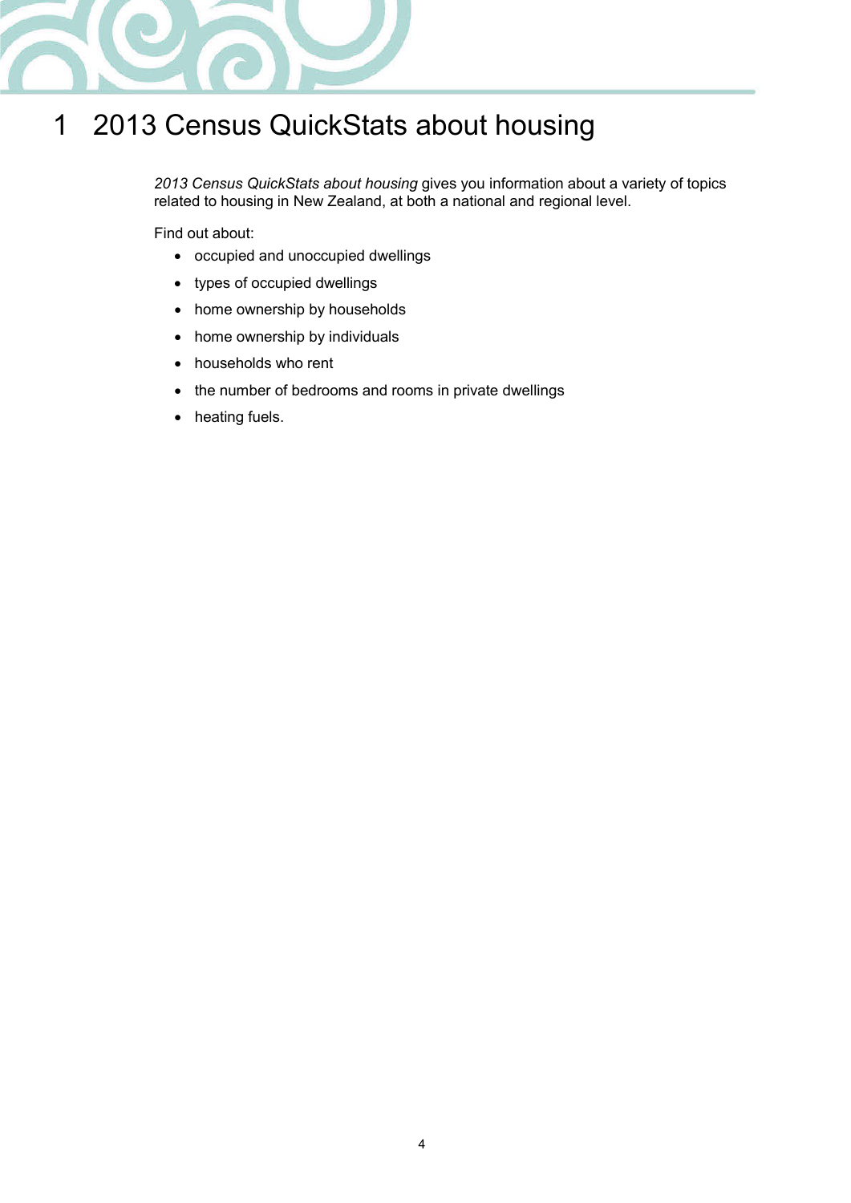# 1 2013 Census QuickStats about housing

*2013 Census QuickStats about housing* gives you information about a variety of topics related to housing in New Zealand, at both a national and regional level.

Find out about:

- occupied and unoccupied dwellings
- types of occupied dwellings
- home ownership by households
- home ownership by individuals
- households who rent
- the number of bedrooms and rooms in private dwellings
- heating fuels.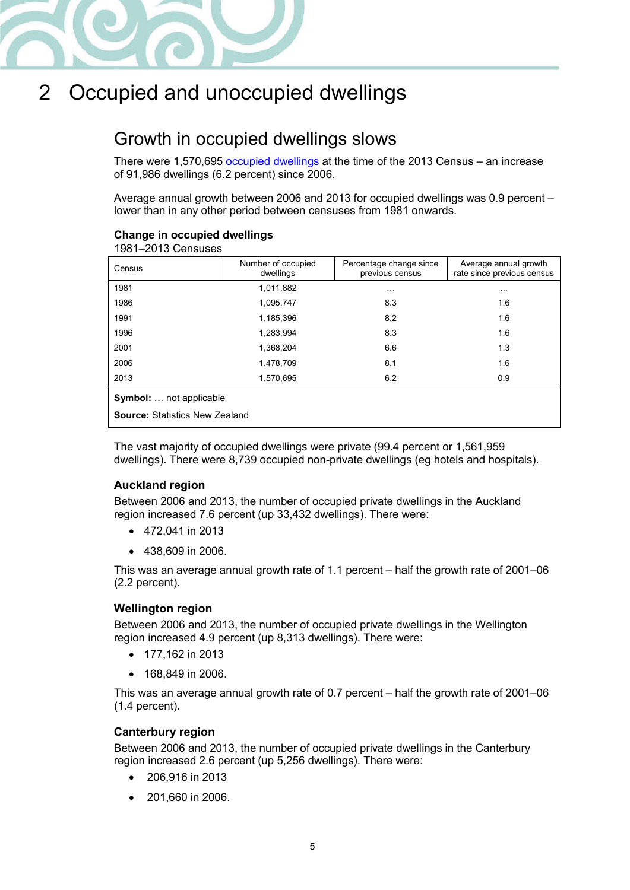# 2 Occupied and unoccupied dwellings

## Growth in occupied dwellings slows

There were 1,570,695 occupied dwellings at the time of the 2013 Census – an increase of 91,986 dwellings (6.2 percent) since 2006.

Average annual growth between 2006 and 2013 for occupied dwellings was 0.9 percent – lower than in any other period between censuses from 1981 onwards.

**Change in occupied dwellings**
1981–2013 Censuses

| Census | Number of occupied dwellings | Percentage change since previous census | Average annual growth rate since previous census |
|---|---|---|---|
| 1981 | 1,011,882 | … | … |
| 1986 | 1,095,747 | 8.3 | 1.6 |
| 1991 | 1,185,396 | 8.2 | 1.6 |
| 1996 | 1,283,994 | 8.3 | 1.6 |
| 2001 | 1,368,204 | 6.6 | 1.3 |
| 2006 | 1,478,709 | 8.1 | 1.6 |
| 2013 | 1,570,695 | 6.2 | 0.9 |

**Symbol:** … not applicable

**Source:** Statistics New Zealand

The vast majority of occupied dwellings were private (99.4 percent or 1,561,959 dwellings). There were 8,739 occupied non-private dwellings (eg hotels and hospitals).

### Auckland region

Between 2006 and 2013, the number of occupied private dwellings in the Auckland region increased 7.6 percent (up 33,432 dwellings). There were:

- 472,041 in 2013
- 438,609 in 2006.

This was an average annual growth rate of 1.1 percent – half the growth rate of 2001–06 (2.2 percent).

### Wellington region

Between 2006 and 2013, the number of occupied private dwellings in the Wellington region increased 4.9 percent (up 8,313 dwellings). There were:

- 177,162 in 2013
- 168,849 in 2006.

This was an average annual growth rate of 0.7 percent – half the growth rate of 2001–06 (1.4 percent).

### Canterbury region

Between 2006 and 2013, the number of occupied private dwellings in the Canterbury region increased 2.6 percent (up 5,256 dwellings). There were:

- 206,916 in 2013
- 201,660 in 2006.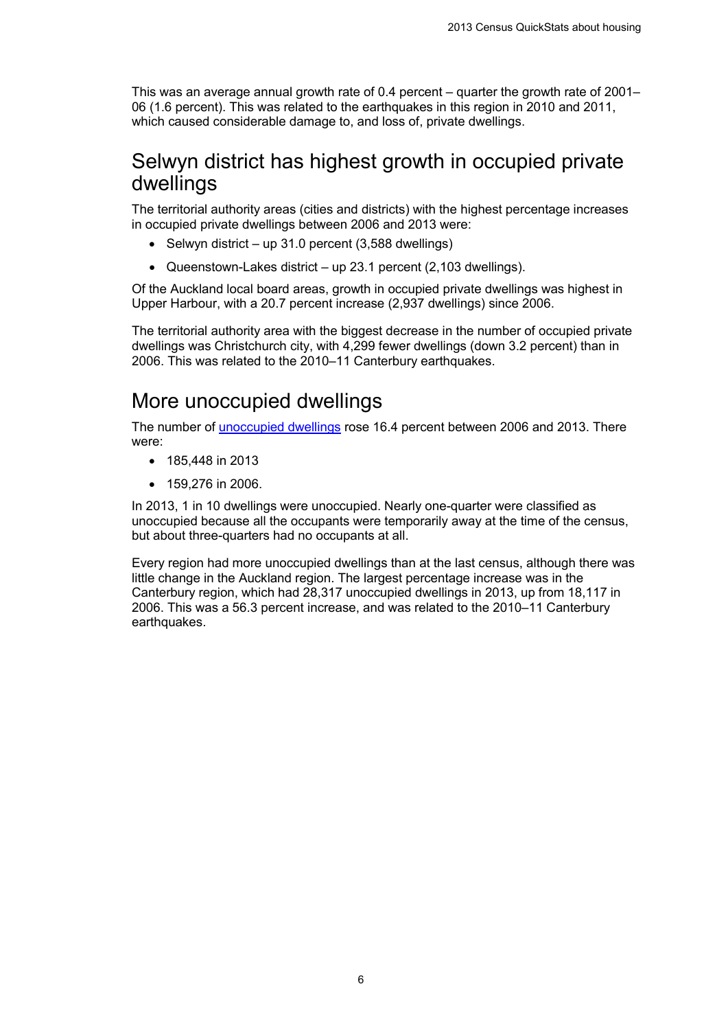This was an average annual growth rate of 0.4 percent – quarter the growth rate of 2001–06 (1.6 percent). This was related to the earthquakes in this region in 2010 and 2011, which caused considerable damage to, and loss of, private dwellings.

## Selwyn district has highest growth in occupied private dwellings

The territorial authority areas (cities and districts) with the highest percentage increases in occupied private dwellings between 2006 and 2013 were:

- Selwyn district – up 31.0 percent (3,588 dwellings)
- Queenstown-Lakes district – up 23.1 percent (2,103 dwellings).

Of the Auckland local board areas, growth in occupied private dwellings was highest in Upper Harbour, with a 20.7 percent increase (2,937 dwellings) since 2006.

The territorial authority area with the biggest decrease in the number of occupied private dwellings was Christchurch city, with 4,299 fewer dwellings (down 3.2 percent) than in 2006. This was related to the 2010–11 Canterbury earthquakes.

## More unoccupied dwellings

The number of unoccupied dwellings rose 16.4 percent between 2006 and 2013. There were:

- 185,448 in 2013
- 159,276 in 2006.

In 2013, 1 in 10 dwellings were unoccupied. Nearly one-quarter were classified as unoccupied because all the occupants were temporarily away at the time of the census, but about three-quarters had no occupants at all.

Every region had more unoccupied dwellings than at the last census, although there was little change in the Auckland region. The largest percentage increase was in the Canterbury region, which had 28,317 unoccupied dwellings in 2013, up from 18,117 in 2006. This was a 56.3 percent increase, and was related to the 2010–11 Canterbury earthquakes.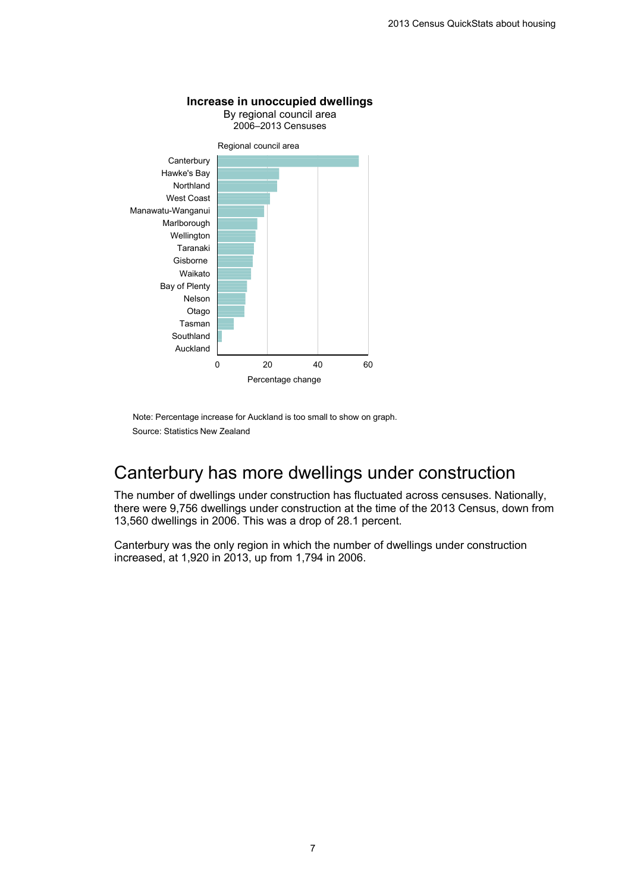**Increase in unoccupied dwellings**
By regional council area
2006–2013 Censuses

Regional council area

Canterbury
Hawke's Bay
Northland
West Coast
Manawatu-Wanganui
Marlborough
Wellington
Taranaki
Gisborne
Waikato
Bay of Plenty
Nelson
Otago
Tasman
Southland
Auckland

0
20
40
60

Percentage change

Note: Percentage increase for Auckland is too small to show on graph.
Source: Statistics New Zealand

# Canterbury has more dwellings under construction

The number of dwellings under construction has fluctuated across censuses. Nationally, there were 9,756 dwellings under construction at the time of the 2013 Census, down from 13,560 dwellings in 2006. This was a drop of 28.1 percent.

Canterbury was the only region in which the number of dwellings under construction increased, at 1,920 in 2013, up from 1,794 in 2006.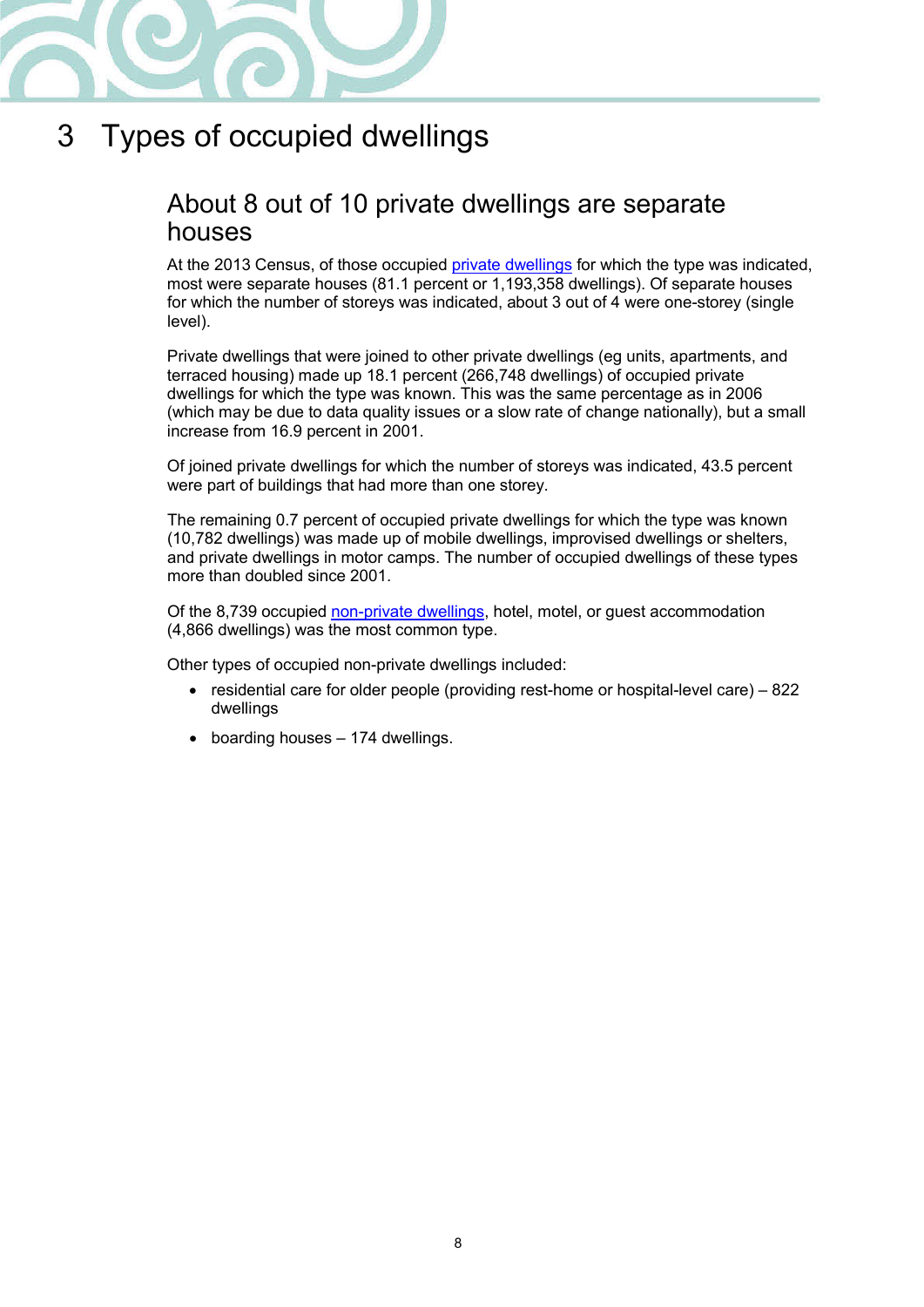# 3 Types of occupied dwellings

## About 8 out of 10 private dwellings are separate houses

At the 2013 Census, of those occupied private dwellings for which the type was indicated, most were separate houses (81.1 percent or 1,193,358 dwellings). Of separate houses for which the number of storeys was indicated, about 3 out of 4 were one-storey (single level).

Private dwellings that were joined to other private dwellings (eg units, apartments, and terraced housing) made up 18.1 percent (266,748 dwellings) of occupied private dwellings for which the type was known. This was the same percentage as in 2006 (which may be due to data quality issues or a slow rate of change nationally), but a small increase from 16.9 percent in 2001.

Of joined private dwellings for which the number of storeys was indicated, 43.5 percent were part of buildings that had more than one storey.

The remaining 0.7 percent of occupied private dwellings for which the type was known (10,782 dwellings) was made up of mobile dwellings, improvised dwellings or shelters, and private dwellings in motor camps. The number of occupied dwellings of these types more than doubled since 2001.

Of the 8,739 occupied non-private dwellings, hotel, motel, or guest accommodation (4,866 dwellings) was the most common type.

Other types of occupied non-private dwellings included:

- residential care for older people (providing rest-home or hospital-level care) – 822 dwellings
- boarding houses – 174 dwellings.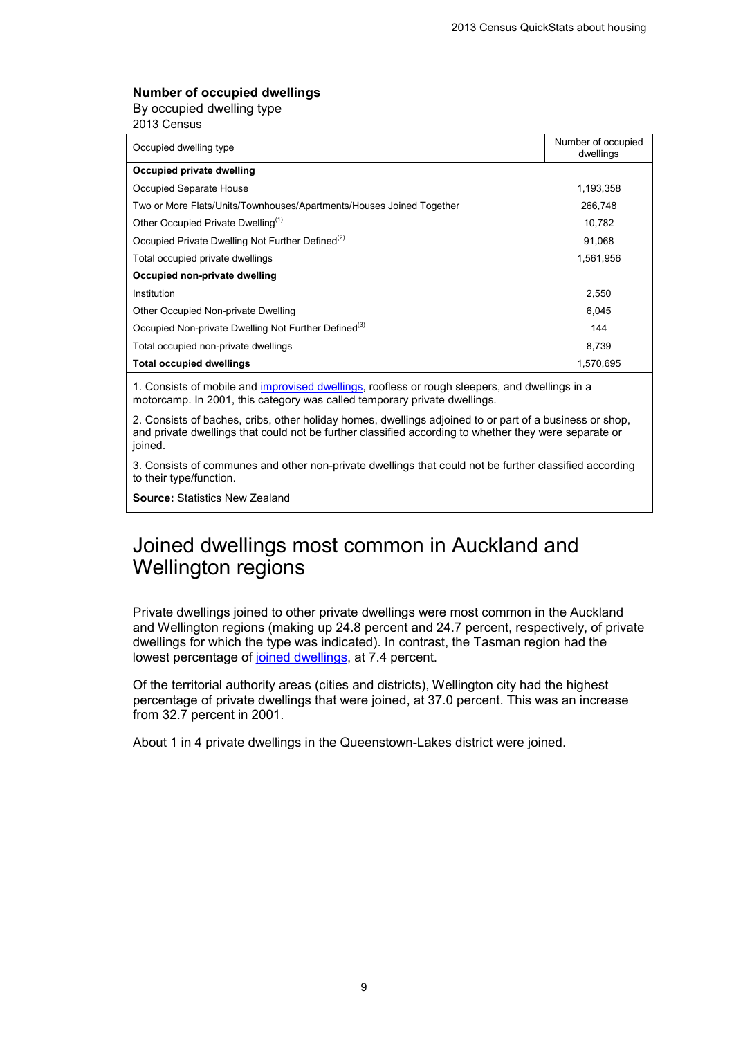**Number of occupied dwellings**

By occupied dwelling type

2013 Census

| Occupied dwelling type | Number of occupied dwellings |
|---|---|
| **Occupied private dwelling** | |
| Occupied Separate House | 1,193,358 |
| Two or More Flats/Units/Townhouses/Apartments/Houses Joined Together | 266,748 |
| Other Occupied Private Dwelling[1] | 10,782 |
| Occupied Private Dwelling Not Further Defined[2] | 91,068 |
| Total occupied private dwellings | 1,561,956 |
| **Occupied non-private dwelling** | |
| Institution | 2,550 |
| Other Occupied Non-private Dwelling | 6,045 |
| Occupied Non-private Dwelling Not Further Defined[3] | 144 |
| Total occupied non-private dwellings | 8,739 |
| **Total occupied dwellings** | 1,570,695 |

1. Consists of mobile and improvised dwellings, roofless or rough sleepers, and dwellings in a motorcamp. In 2001, this category was called temporary private dwellings.

2. Consists of baches, cribs, other holiday homes, dwellings adjoined to or part of a business or shop, and private dwellings that could not be further classified according to whether they were separate or joined.

3. Consists of communes and other non-private dwellings that could not be further classified according to their type/function.

**Source:** Statistics New Zealand

# Joined dwellings most common in Auckland and Wellington regions

Private dwellings joined to other private dwellings were most common in the Auckland and Wellington regions (making up 24.8 percent and 24.7 percent, respectively, of private dwellings for which the type was indicated). In contrast, the Tasman region had the lowest percentage of joined dwellings, at 7.4 percent.

Of the territorial authority areas (cities and districts), Wellington city had the highest percentage of private dwellings that were joined, at 37.0 percent. This was an increase from 32.7 percent in 2001.

About 1 in 4 private dwellings in the Queenstown-Lakes district were joined.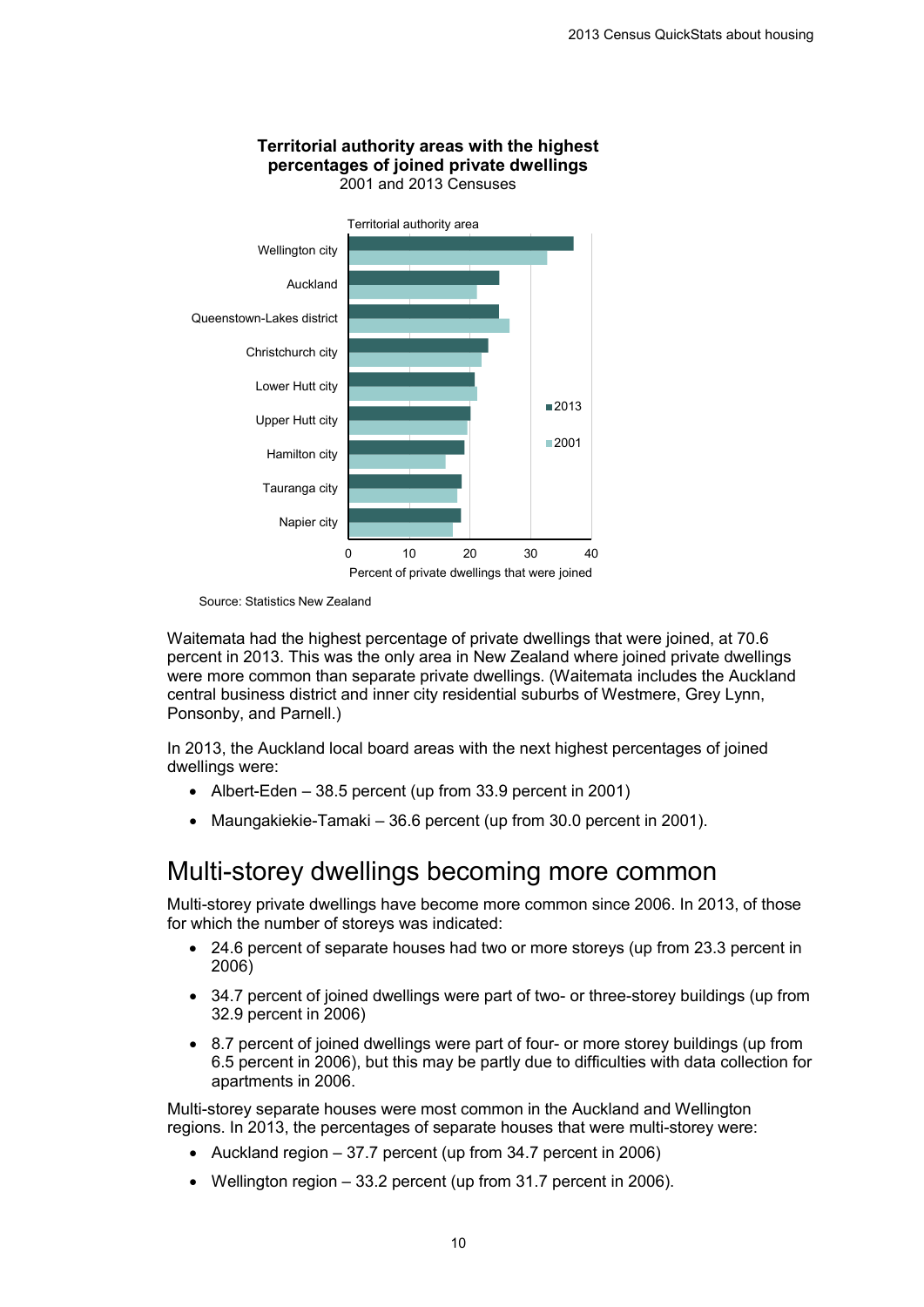**Territorial authority areas with the highest percentages of joined private dwellings**
2001 and 2013 Censuses

Territorial authority area

Wellington city
Auckland
Queenstown-Lakes district
Christchurch city
Lower Hutt city
Upper Hutt city
Hamilton city
Tauranga city
Napier city

2013
2001

0
10
20
30
40

Percent of private dwellings that were joined

Source: Statistics New Zealand

Waitemata had the highest percentage of private dwellings that were joined, at 70.6 percent in 2013. This was the only area in New Zealand where joined private dwellings were more common than separate private dwellings. (Waitemata includes the Auckland central business district and inner city residential suburbs of Westmere, Grey Lynn, Ponsonby, and Parnell.)

In 2013, the Auckland local board areas with the next highest percentages of joined dwellings were:

- Albert-Eden – 38.5 percent (up from 33.9 percent in 2001)
- Maungakiekie-Tamaki – 36.6 percent (up from 30.0 percent in 2001).

## Multi-storey dwellings becoming more common

Multi-storey private dwellings have become more common since 2006. In 2013, of those for which the number of storeys was indicated:

- 24.6 percent of separate houses had two or more storeys (up from 23.3 percent in 2006)
- 34.7 percent of joined dwellings were part of two- or three-storey buildings (up from 32.9 percent in 2006)
- 8.7 percent of joined dwellings were part of four- or more storey buildings (up from 6.5 percent in 2006), but this may be partly due to difficulties with data collection for apartments in 2006.

Multi-storey separate houses were most common in the Auckland and Wellington regions. In 2013, the percentages of separate houses that were multi-storey were:

- Auckland region – 37.7 percent (up from 34.7 percent in 2006)
- Wellington region – 33.2 percent (up from 31.7 percent in 2006).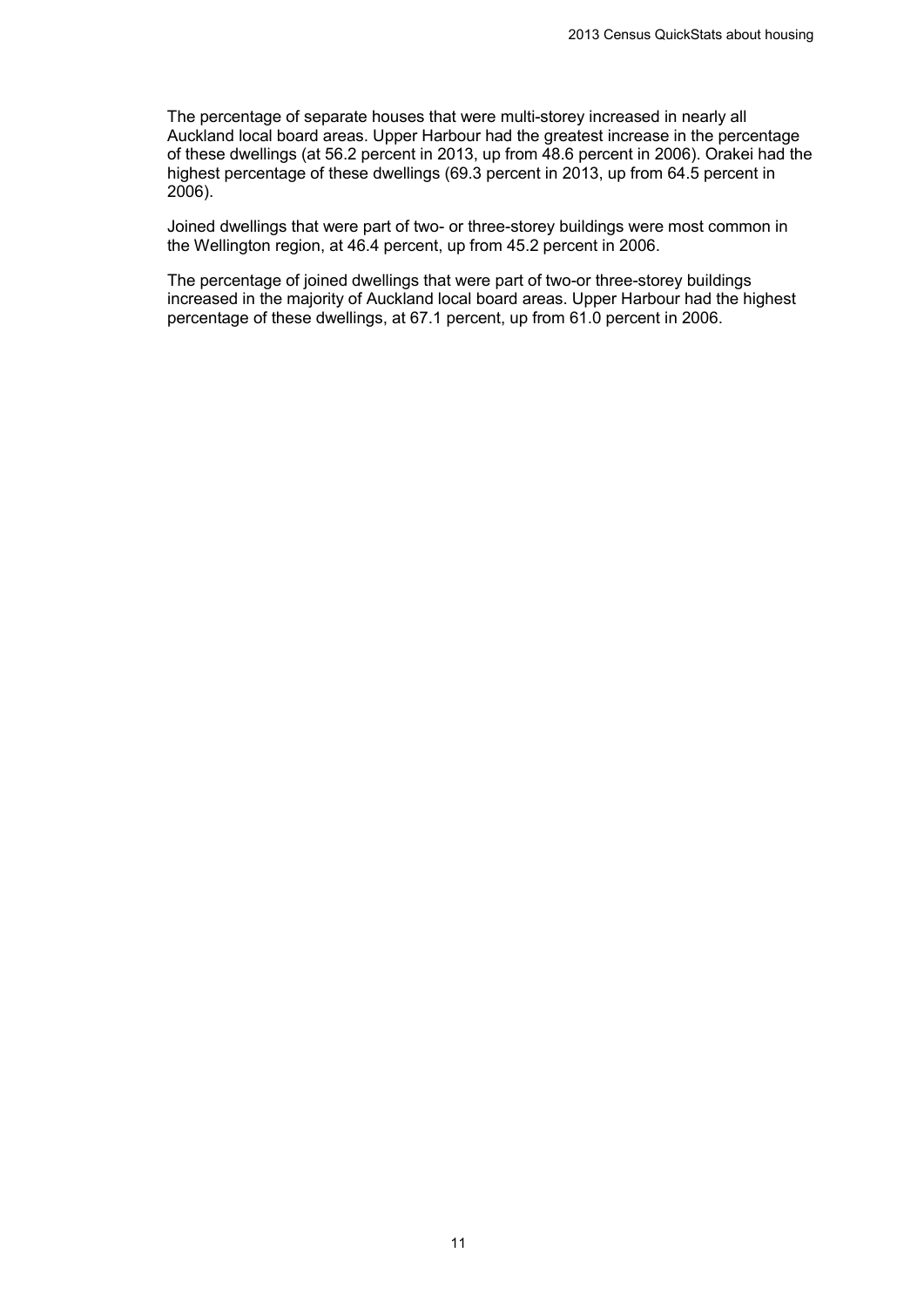The percentage of separate houses that were multi-storey increased in nearly all Auckland local board areas. Upper Harbour had the greatest increase in the percentage of these dwellings (at 56.2 percent in 2013, up from 48.6 percent in 2006). Orakei had the highest percentage of these dwellings (69.3 percent in 2013, up from 64.5 percent in 2006).

Joined dwellings that were part of two- or three-storey buildings were most common in the Wellington region, at 46.4 percent, up from 45.2 percent in 2006.

The percentage of joined dwellings that were part of two-or three-storey buildings increased in the majority of Auckland local board areas. Upper Harbour had the highest percentage of these dwellings, at 67.1 percent, up from 61.0 percent in 2006.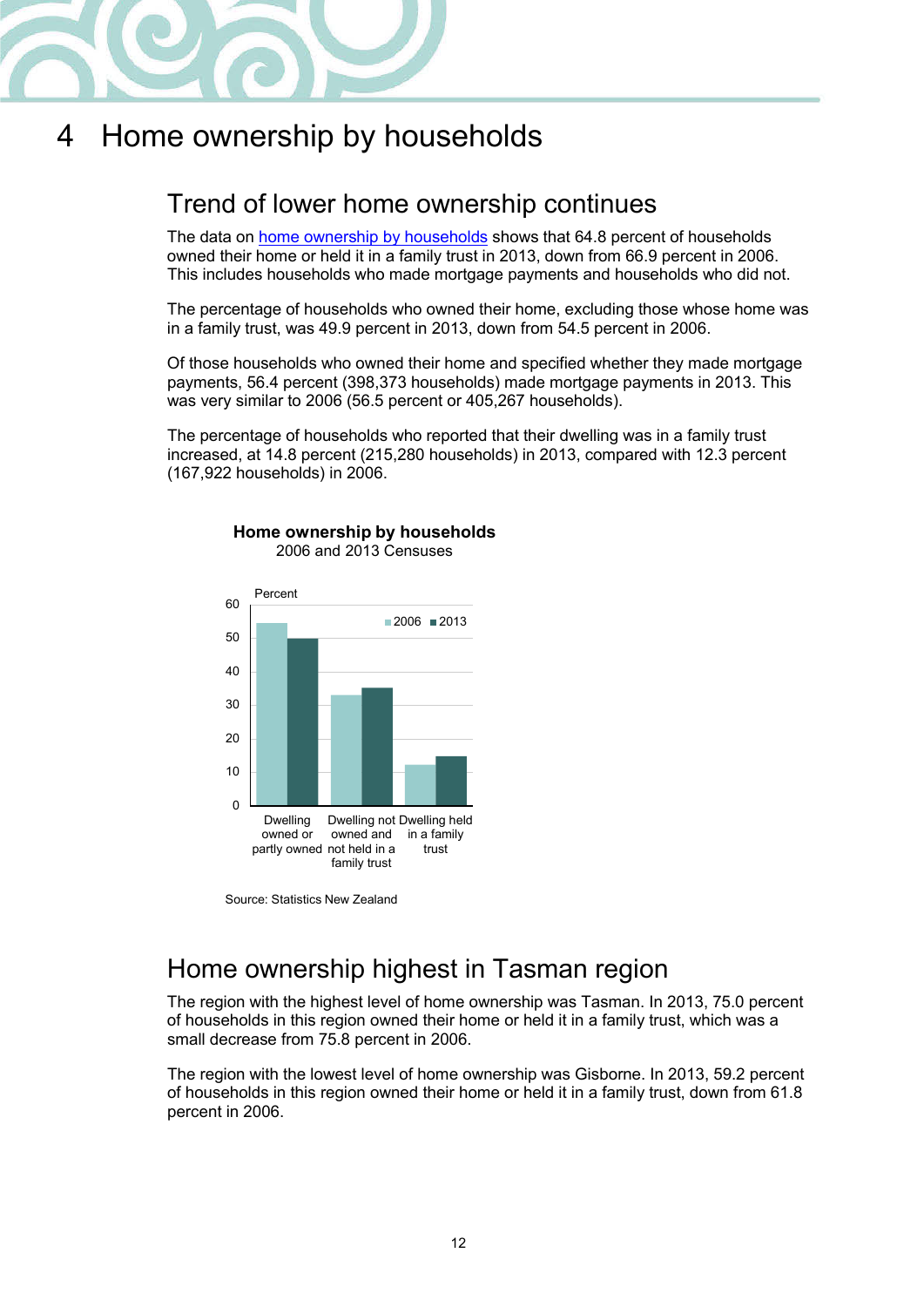# 4 Home ownership by households

## Trend of lower home ownership continues

The data on home ownership by households shows that 64.8 percent of households owned their home or held it in a family trust in 2013, down from 66.9 percent in 2006. This includes households who made mortgage payments and households who did not.

The percentage of households who owned their home, excluding those whose home was in a family trust, was 49.9 percent in 2013, down from 54.5 percent in 2006.

Of those households who owned their home and specified whether they made mortgage payments, 56.4 percent (398,373 households) made mortgage payments in 2013. This was very similar to 2006 (56.5 percent or 405,267 households).

The percentage of households who reported that their dwelling was in a family trust increased, at 14.8 percent (215,280 households) in 2013, compared with 12.3 percent (167,922 households) in 2006.

**Home ownership by households**
2006 and 2013 Censuses

Percent

| | 2006 | 2013 |
|---|---|---|
| Dwelling owned or partly owned | 54.5 | 49.9 |
| Dwelling not owned and not held in a family trust | 33.1 | 35.2 |
| Dwelling held in a family trust | 12.3 | 14.8 |

Source: Statistics New Zealand

## Home ownership highest in Tasman region

The region with the highest level of home ownership was Tasman. In 2013, 75.0 percent of households in this region owned their home or held it in a family trust, which was a small decrease from 75.8 percent in 2006.

The region with the lowest level of home ownership was Gisborne. In 2013, 59.2 percent of households in this region owned their home or held it in a family trust, down from 61.8 percent in 2006.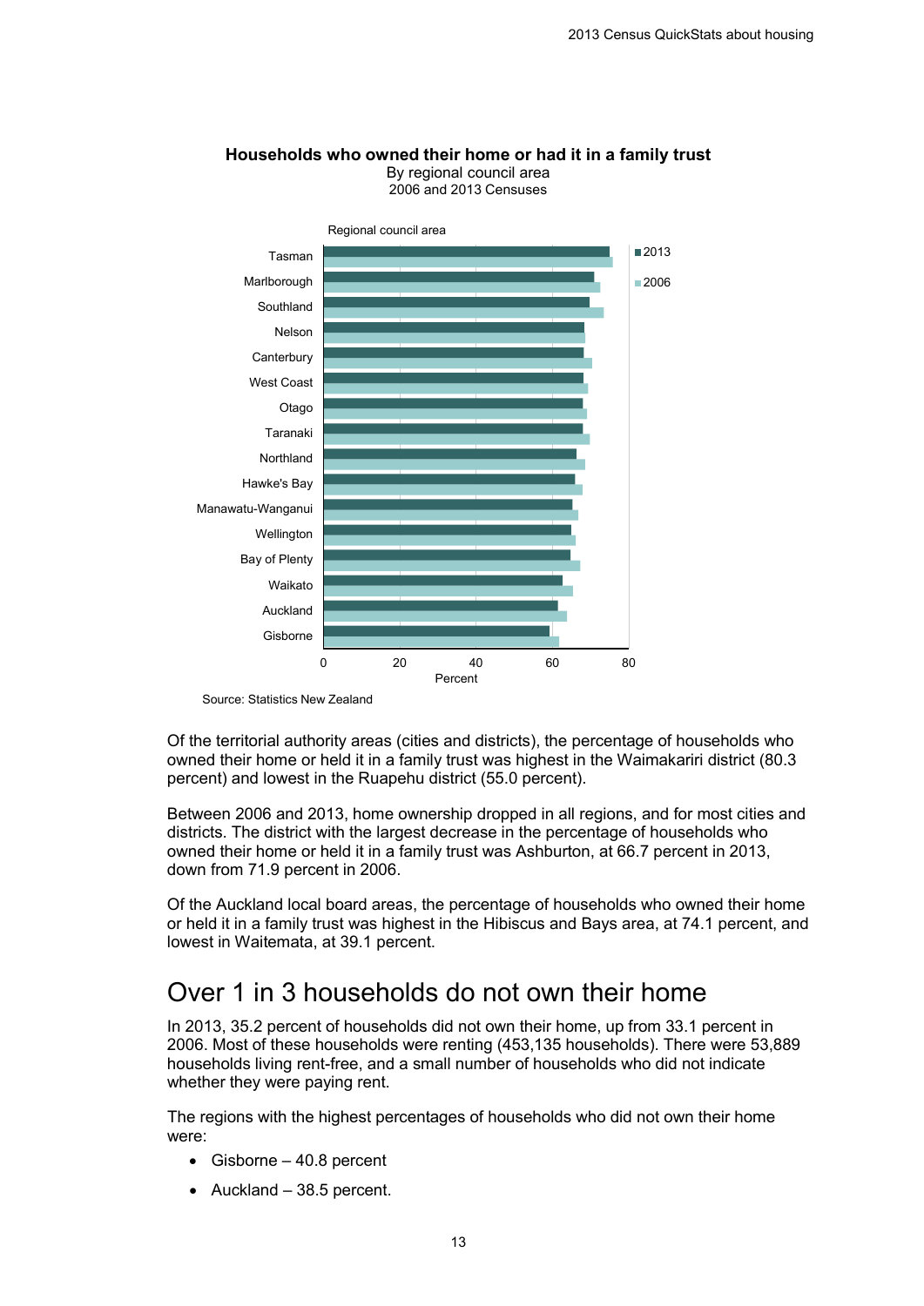**Households who owned their home or had it in a family trust**
By regional council area
2006 and 2013 Censuses

Regional council area

Tasman
Marlborough
Southland
Nelson
Canterbury
West Coast
Otago
Taranaki
Northland
Hawke's Bay
Manawatu-Wanganui
Wellington
Bay of Plenty
Waikato
Auckland
Gisborne

2013
2006

0
20
40
60
80
Percent

Source: Statistics New Zealand

Of the territorial authority areas (cities and districts), the percentage of households who owned their home or held it in a family trust was highest in the Waimakariri district (80.3 percent) and lowest in the Ruapehu district (55.0 percent).

Between 2006 and 2013, home ownership dropped in all regions, and for most cities and districts. The district with the largest decrease in the percentage of households who owned their home or held it in a family trust was Ashburton, at 66.7 percent in 2013, down from 71.9 percent in 2006.

Of the Auckland local board areas, the percentage of households who owned their home or held it in a family trust was highest in the Hibiscus and Bays area, at 74.1 percent, and lowest in Waitemata, at 39.1 percent.

# Over 1 in 3 households do not own their home

In 2013, 35.2 percent of households did not own their home, up from 33.1 percent in 2006. Most of these households were renting (453,135 households). There were 53,889 households living rent-free, and a small number of households who did not indicate whether they were paying rent.

The regions with the highest percentages of households who did not own their home were:

- Gisborne – 40.8 percent
- Auckland – 38.5 percent.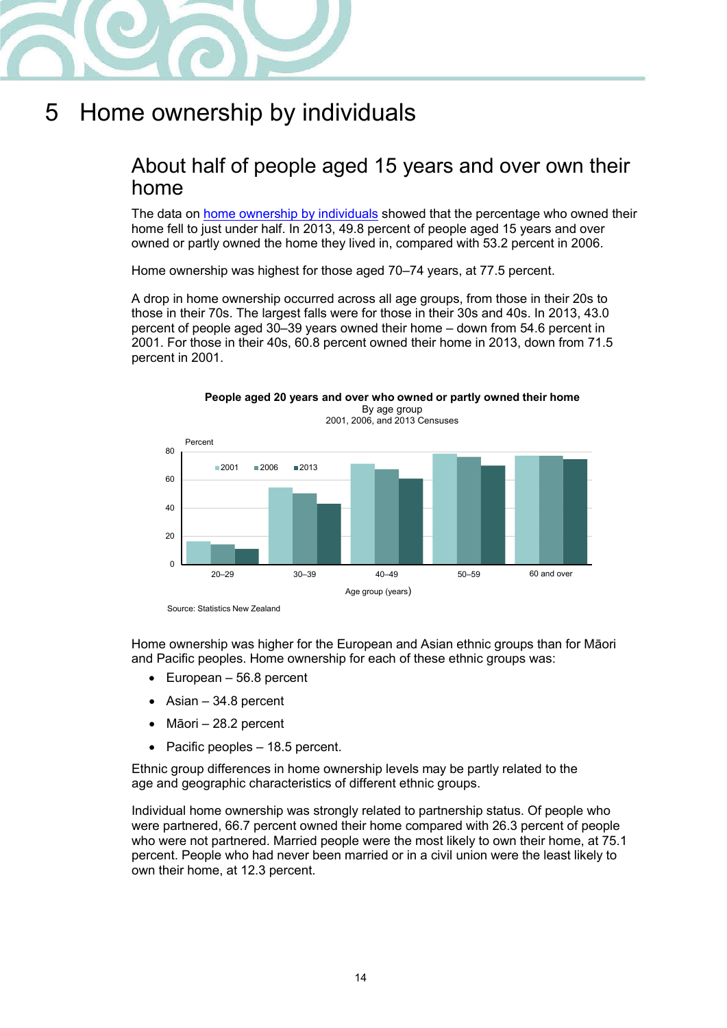# 5 Home ownership by individuals

## About half of people aged 15 years and over own their home

The data on home ownership by individuals showed that the percentage who owned their home fell to just under half. In 2013, 49.8 percent of people aged 15 years and over owned or partly owned the home they lived in, compared with 53.2 percent in 2006.

Home ownership was highest for those aged 70–74 years, at 77.5 percent.

A drop in home ownership occurred across all age groups, from those in their 20s to those in their 70s. The largest falls were for those in their 30s and 40s. In 2013, 43.0 percent of people aged 30–39 years owned their home – down from 54.6 percent in 2001. For those in their 40s, 60.8 percent owned their home in 2013, down from 71.5 percent in 2001.

**People aged 20 years and over who owned or partly owned their home**
By age group
2001, 2006, and 2013 Censuses

Percent
80
60
40
20
0
2001
2006
2013
20–29
30–39
40–49
50–59
60 and over
Age group (years)

Source: Statistics New Zealand

Home ownership was higher for the European and Asian ethnic groups than for Māori and Pacific peoples. Home ownership for each of these ethnic groups was:

- European – 56.8 percent
- Asian – 34.8 percent
- Māori – 28.2 percent
- Pacific peoples – 18.5 percent.

Ethnic group differences in home ownership levels may be partly related to the age and geographic characteristics of different ethnic groups.

Individual home ownership was strongly related to partnership status. Of people who were partnered, 66.7 percent owned their home compared with 26.3 percent of people who were not partnered. Married people were the most likely to own their home, at 75.1 percent. People who had never been married or in a civil union were the least likely to own their home, at 12.3 percent.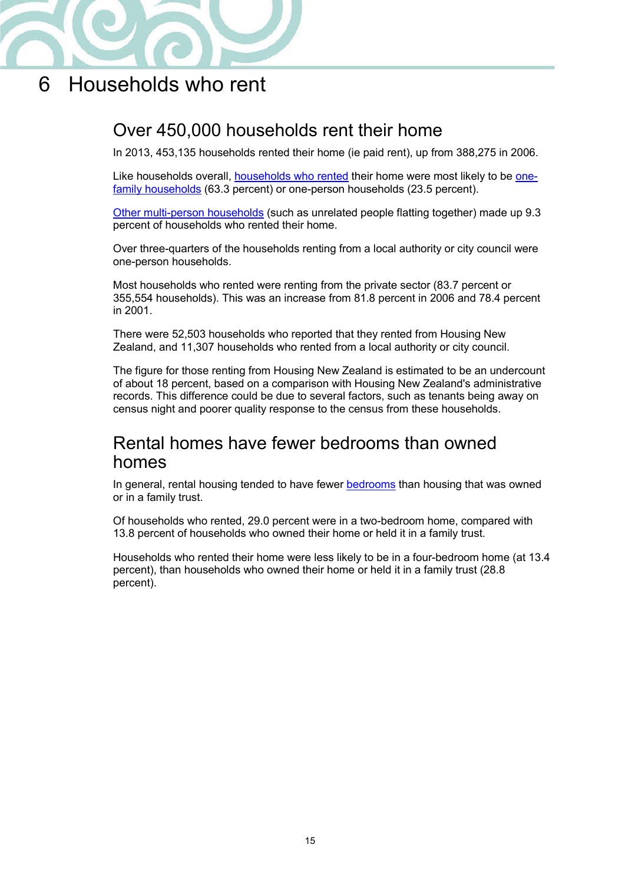# 6 Households who rent

## Over 450,000 households rent their home

In 2013, 453,135 households rented their home (ie paid rent), up from 388,275 in 2006.

Like households overall, households who rented their home were most likely to be one-family households (63.3 percent) or one-person households (23.5 percent).

Other multi-person households (such as unrelated people flatting together) made up 9.3 percent of households who rented their home.

Over three-quarters of the households renting from a local authority or city council were one-person households.

Most households who rented were renting from the private sector (83.7 percent or 355,554 households). This was an increase from 81.8 percent in 2006 and 78.4 percent in 2001.

There were 52,503 households who reported that they rented from Housing New Zealand, and 11,307 households who rented from a local authority or city council.

The figure for those renting from Housing New Zealand is estimated to be an undercount of about 18 percent, based on a comparison with Housing New Zealand's administrative records. This difference could be due to several factors, such as tenants being away on census night and poorer quality response to the census from these households.

## Rental homes have fewer bedrooms than owned homes

In general, rental housing tended to have fewer bedrooms than housing that was owned or in a family trust.

Of households who rented, 29.0 percent were in a two-bedroom home, compared with 13.8 percent of households who owned their home or held it in a family trust.

Households who rented their home were less likely to be in a four-bedroom home (at 13.4 percent), than households who owned their home or held it in a family trust (28.8 percent).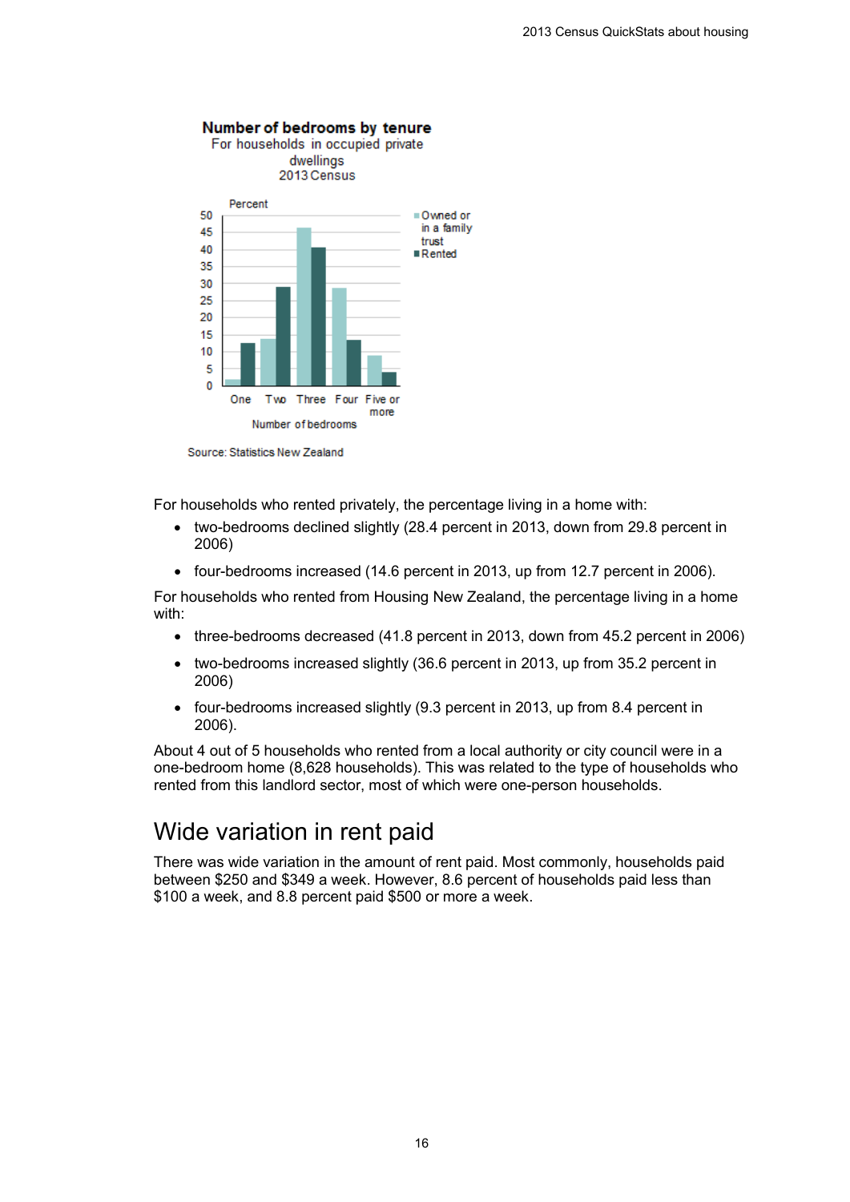**Number of bedrooms by tenure**
For households in occupied private dwellings
2013 Census

Percent
50
45
40
35
30
25
20
15
10
5
0

One Two Three Four Five or more
Number of bedrooms

Owned or in a family trust
Rented

Source: Statistics New Zealand

For households who rented privately, the percentage living in a home with:

- two-bedrooms declined slightly (28.4 percent in 2013, down from 29.8 percent in 2006)
- four-bedrooms increased (14.6 percent in 2013, up from 12.7 percent in 2006).

For households who rented from Housing New Zealand, the percentage living in a home with:

- three-bedrooms decreased (41.8 percent in 2013, down from 45.2 percent in 2006)
- two-bedrooms increased slightly (36.6 percent in 2013, up from 35.2 percent in 2006)
- four-bedrooms increased slightly (9.3 percent in 2013, up from 8.4 percent in 2006).

About 4 out of 5 households who rented from a local authority or city council were in a one-bedroom home (8,628 households). This was related to the type of households who rented from this landlord sector, most of which were one-person households.

## Wide variation in rent paid

There was wide variation in the amount of rent paid. Most commonly, households paid between $250 and $349 a week. However, 8.6 percent of households paid less than $100 a week, and 8.8 percent paid $500 or more a week.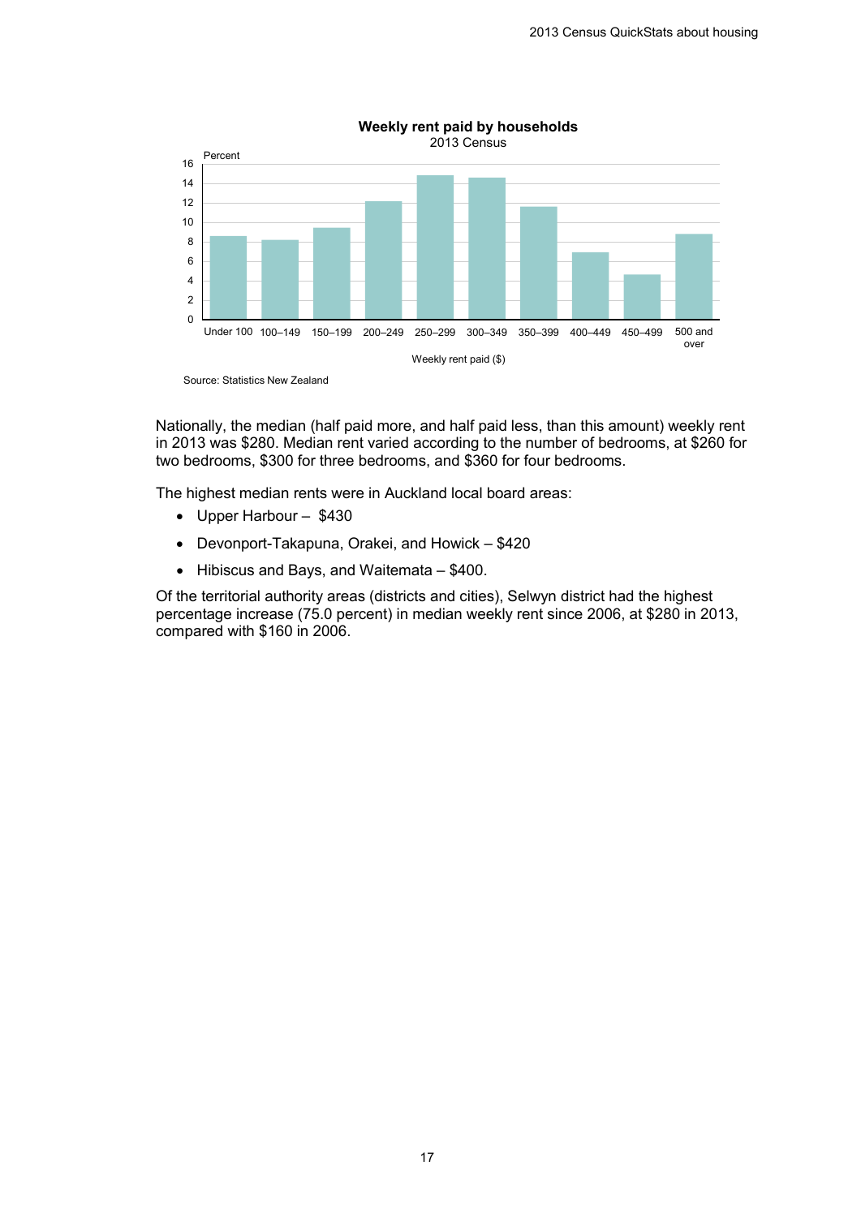**Weekly rent paid by households**
2013 Census

Percent

16
14
12
10
8
6
4
2
0

Under 100
100–149
150–199
200–249
250–299
300–349
350–399
400–449
450–499
500 and over

Weekly rent paid ($)

Source: Statistics New Zealand

Nationally, the median (half paid more, and half paid less, than this amount) weekly rent in 2013 was $280. Median rent varied according to the number of bedrooms, at $260 for two bedrooms, $300 for three bedrooms, and $360 for four bedrooms.

The highest median rents were in Auckland local board areas:

- Upper Harbour – $430
- Devonport-Takapuna, Orakei, and Howick – $420
- Hibiscus and Bays, and Waitemata – $400.

Of the territorial authority areas (districts and cities), Selwyn district had the highest percentage increase (75.0 percent) in median weekly rent since 2006, at $280 in 2013, compared with $160 in 2006.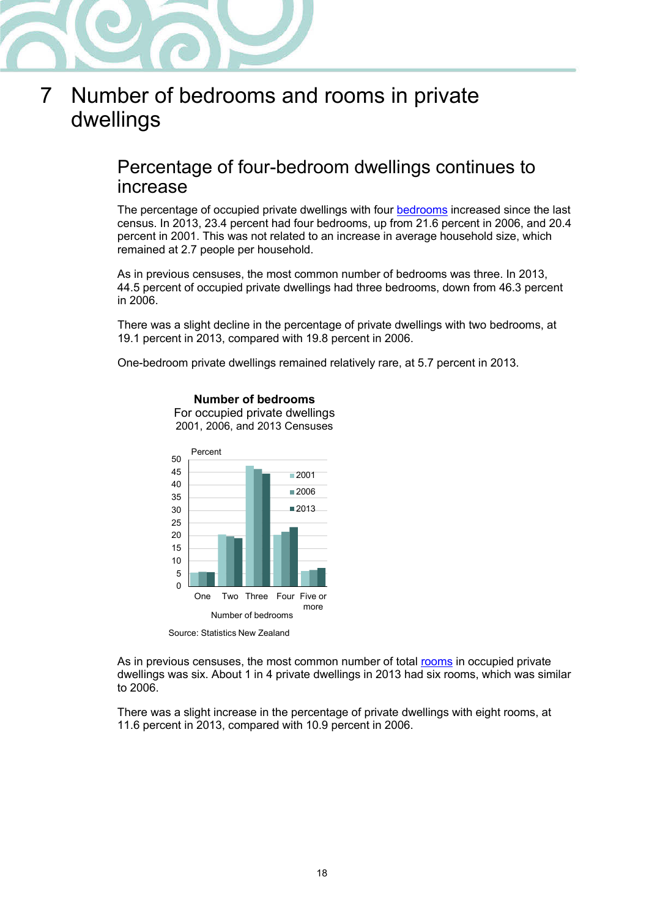# 7 Number of bedrooms and rooms in private dwellings

## Percentage of four-bedroom dwellings continues to increase

The percentage of occupied private dwellings with four bedrooms increased since the last census. In 2013, 23.4 percent had four bedrooms, up from 21.6 percent in 2006, and 20.4 percent in 2001. This was not related to an increase in average household size, which remained at 2.7 people per household.

As in previous censuses, the most common number of bedrooms was three. In 2013, 44.5 percent of occupied private dwellings had three bedrooms, down from 46.3 percent in 2006.

There was a slight decline in the percentage of private dwellings with two bedrooms, at 19.1 percent in 2013, compared with 19.8 percent in 2006.

One-bedroom private dwellings remained relatively rare, at 5.7 percent in 2013.

**Number of bedrooms**
For occupied private dwellings
2001, 2006, and 2013 Censuses

Source: Statistics New Zealand

As in previous censuses, the most common number of total rooms in occupied private dwellings was six. About 1 in 4 private dwellings in 2013 had six rooms, which was similar to 2006.

There was a slight increase in the percentage of private dwellings with eight rooms, at 11.6 percent in 2013, compared with 10.9 percent in 2006.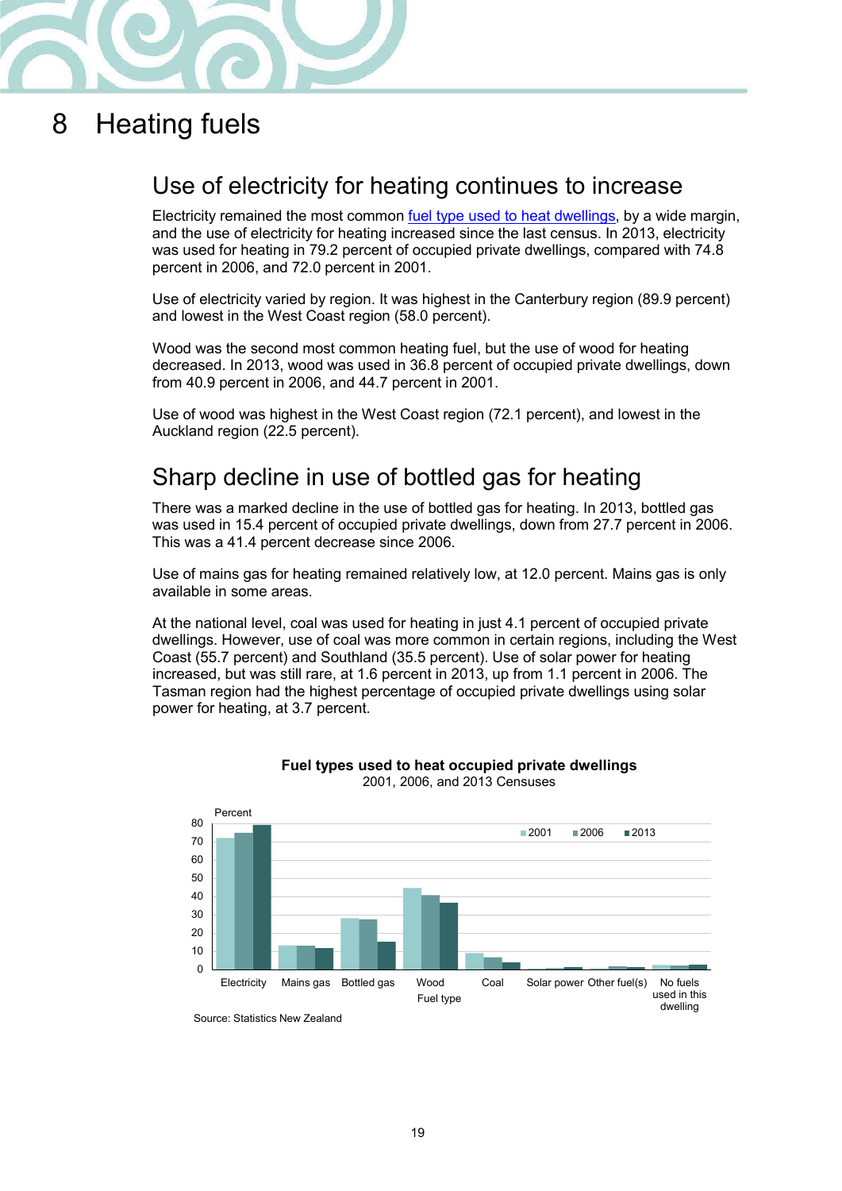# 8 Heating fuels

## Use of electricity for heating continues to increase

Electricity remained the most common fuel type used to heat dwellings, by a wide margin, and the use of electricity for heating increased since the last census. In 2013, electricity was used for heating in 79.2 percent of occupied private dwellings, compared with 74.8 percent in 2006, and 72.0 percent in 2001.

Use of electricity varied by region. It was highest in the Canterbury region (89.9 percent) and lowest in the West Coast region (58.0 percent).

Wood was the second most common heating fuel, but the use of wood for heating decreased. In 2013, wood was used in 36.8 percent of occupied private dwellings, down from 40.9 percent in 2006, and 44.7 percent in 2001.

Use of wood was highest in the West Coast region (72.1 percent), and lowest in the Auckland region (22.5 percent).

## Sharp decline in use of bottled gas for heating

There was a marked decline in the use of bottled gas for heating. In 2013, bottled gas was used in 15.4 percent of occupied private dwellings, down from 27.7 percent in 2006. This was a 41.4 percent decrease since 2006.

Use of mains gas for heating remained relatively low, at 12.0 percent. Mains gas is only available in some areas.

At the national level, coal was used for heating in just 4.1 percent of occupied private dwellings. However, use of coal was more common in certain regions, including the West Coast (55.7 percent) and Southland (35.5 percent). Use of solar power for heating increased, but was still rare, at 1.6 percent in 2013, up from 1.1 percent in 2006. The Tasman region had the highest percentage of occupied private dwellings using solar power for heating, at 3.7 percent.

**Fuel types used to heat occupied private dwellings**
2001, 2006, and 2013 Censuses

Percent
80
70
60
50
40
30
20
10
0

2001 2006 2013

Electricity
Mains gas
Bottled gas
Wood
Coal
Solar power
Other fuel(s)
No fuels used in this dwelling

Fuel type

Source: Statistics New Zealand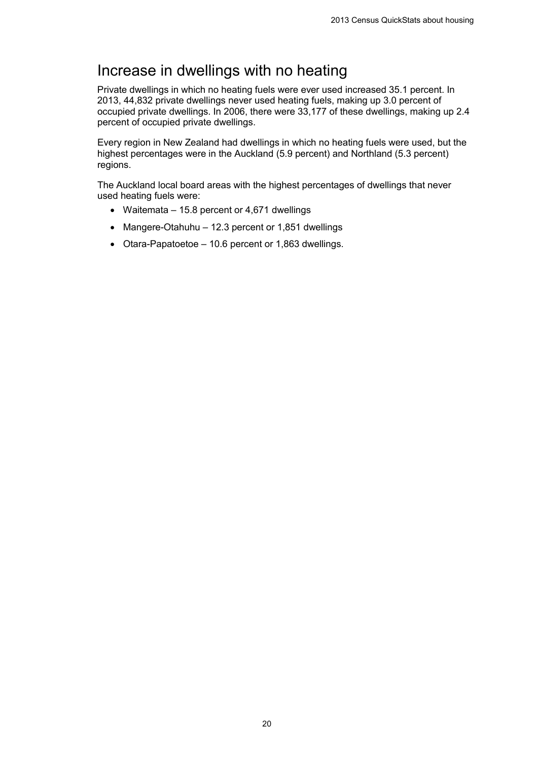# Increase in dwellings with no heating

Private dwellings in which no heating fuels were ever used increased 35.1 percent. In 2013, 44,832 private dwellings never used heating fuels, making up 3.0 percent of occupied private dwellings. In 2006, there were 33,177 of these dwellings, making up 2.4 percent of occupied private dwellings.

Every region in New Zealand had dwellings in which no heating fuels were used, but the highest percentages were in the Auckland (5.9 percent) and Northland (5.3 percent) regions.

The Auckland local board areas with the highest percentages of dwellings that never used heating fuels were:

- Waitemata – 15.8 percent or 4,671 dwellings
- Mangere-Otahuhu – 12.3 percent or 1,851 dwellings
- Otara-Papatoetoe – 10.6 percent or 1,863 dwellings.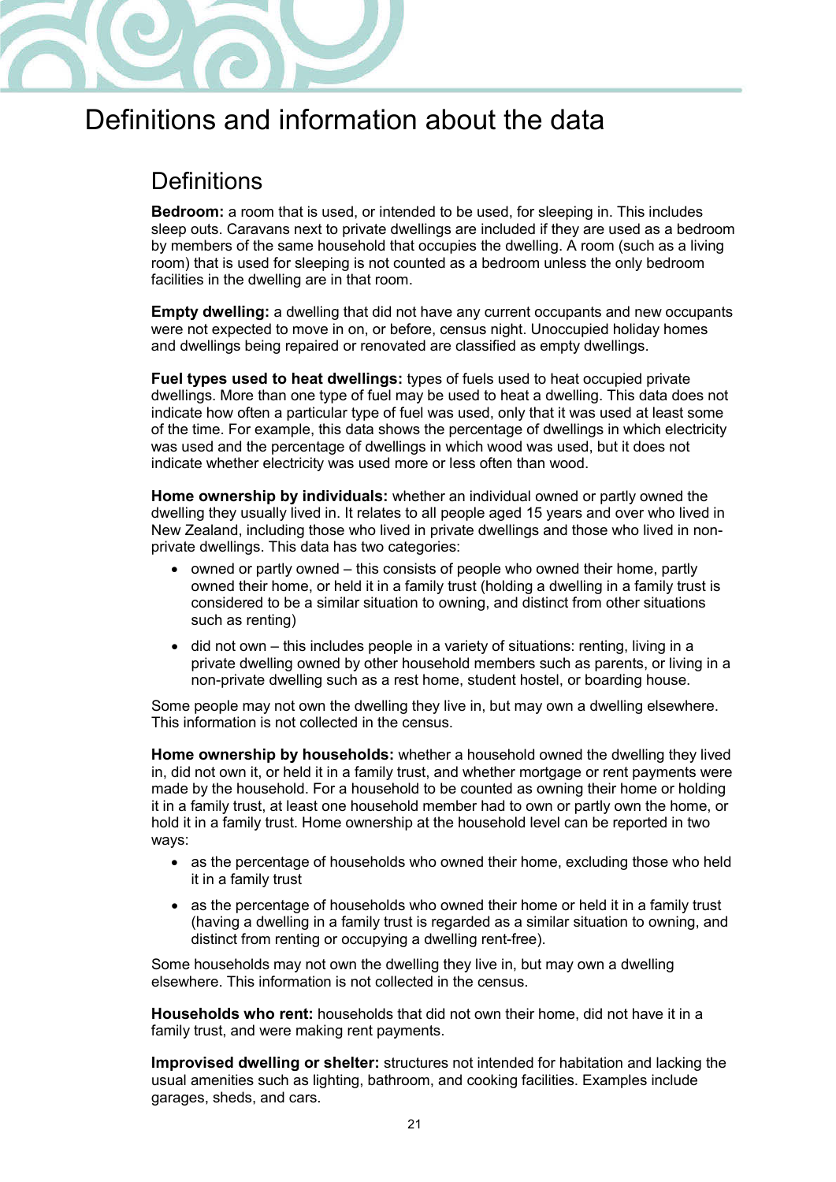# Definitions and information about the data

## Definitions

**Bedroom:** a room that is used, or intended to be used, for sleeping in. This includes sleep outs. Caravans next to private dwellings are included if they are used as a bedroom by members of the same household that occupies the dwelling. A room (such as a living room) that is used for sleeping is not counted as a bedroom unless the only bedroom facilities in the dwelling are in that room.

**Empty dwelling:** a dwelling that did not have any current occupants and new occupants were not expected to move in on, or before, census night. Unoccupied holiday homes and dwellings being repaired or renovated are classified as empty dwellings.

**Fuel types used to heat dwellings:** types of fuels used to heat occupied private dwellings. More than one type of fuel may be used to heat a dwelling. This data does not indicate how often a particular type of fuel was used, only that it was used at least some of the time. For example, this data shows the percentage of dwellings in which electricity was used and the percentage of dwellings in which wood was used, but it does not indicate whether electricity was used more or less often than wood.

**Home ownership by individuals:** whether an individual owned or partly owned the dwelling they usually lived in. It relates to all people aged 15 years and over who lived in New Zealand, including those who lived in private dwellings and those who lived in non-private dwellings. This data has two categories:

- owned or partly owned – this consists of people who owned their home, partly owned their home, or held it in a family trust (holding a dwelling in a family trust is considered to be a similar situation to owning, and distinct from other situations such as renting)
- did not own – this includes people in a variety of situations: renting, living in a private dwelling owned by other household members such as parents, or living in a non-private dwelling such as a rest home, student hostel, or boarding house.

Some people may not own the dwelling they live in, but may own a dwelling elsewhere. This information is not collected in the census.

**Home ownership by households:** whether a household owned the dwelling they lived in, did not own it, or held it in a family trust, and whether mortgage or rent payments were made by the household. For a household to be counted as owning their home or holding it in a family trust, at least one household member had to own or partly own the home, or hold it in a family trust. Home ownership at the household level can be reported in two ways:

- as the percentage of households who owned their home, excluding those who held it in a family trust
- as the percentage of households who owned their home or held it in a family trust (having a dwelling in a family trust is regarded as a similar situation to owning, and distinct from renting or occupying a dwelling rent-free).

Some households may not own the dwelling they live in, but may own a dwelling elsewhere. This information is not collected in the census.

**Households who rent:** households that did not own their home, did not have it in a family trust, and were making rent payments.

**Improvised dwelling or shelter:** structures not intended for habitation and lacking the usual amenities such as lighting, bathroom, and cooking facilities. Examples include garages, sheds, and cars.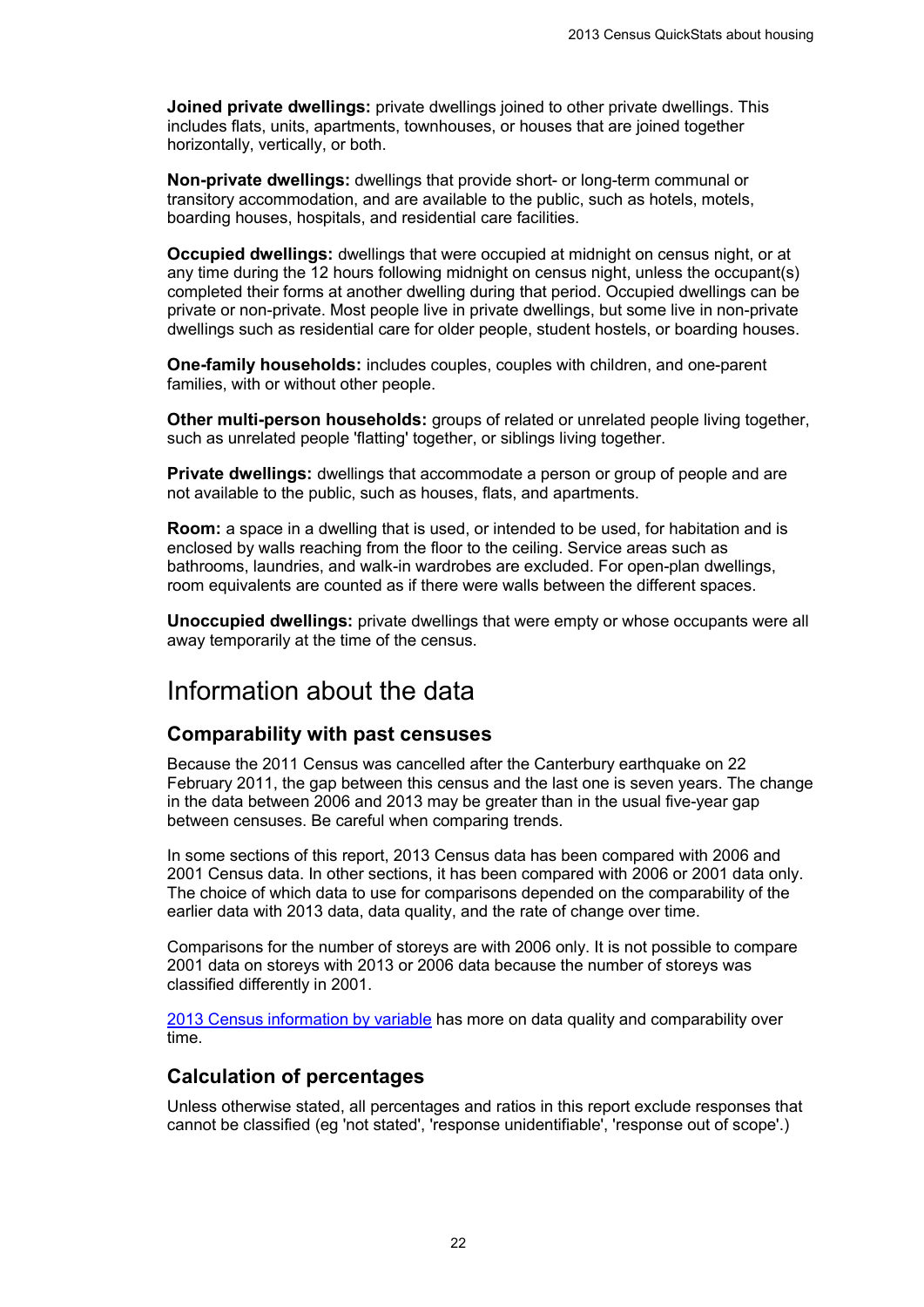**Joined private dwellings:** private dwellings joined to other private dwellings. This includes flats, units, apartments, townhouses, or houses that are joined together horizontally, vertically, or both.

**Non-private dwellings:** dwellings that provide short- or long-term communal or transitory accommodation, and are available to the public, such as hotels, motels, boarding houses, hospitals, and residential care facilities.

**Occupied dwellings:** dwellings that were occupied at midnight on census night, or at any time during the 12 hours following midnight on census night, unless the occupant(s) completed their forms at another dwelling during that period. Occupied dwellings can be private or non-private. Most people live in private dwellings, but some live in non-private dwellings such as residential care for older people, student hostels, or boarding houses.

**One-family households:** includes couples, couples with children, and one-parent families, with or without other people.

**Other multi-person households:** groups of related or unrelated people living together, such as unrelated people 'flatting' together, or siblings living together.

**Private dwellings:** dwellings that accommodate a person or group of people and are not available to the public, such as houses, flats, and apartments.

**Room:** a space in a dwelling that is used, or intended to be used, for habitation and is enclosed by walls reaching from the floor to the ceiling. Service areas such as bathrooms, laundries, and walk-in wardrobes are excluded. For open-plan dwellings, room equivalents are counted as if there were walls between the different spaces.

**Unoccupied dwellings:** private dwellings that were empty or whose occupants were all away temporarily at the time of the census.

# Information about the data

## Comparability with past censuses

Because the 2011 Census was cancelled after the Canterbury earthquake on 22 February 2011, the gap between this census and the last one is seven years. The change in the data between 2006 and 2013 may be greater than in the usual five-year gap between censuses. Be careful when comparing trends.

In some sections of this report, 2013 Census data has been compared with 2006 and 2001 Census data. In other sections, it has been compared with 2006 or 2001 data only. The choice of which data to use for comparisons depended on the comparability of the earlier data with 2013 data, data quality, and the rate of change over time.

Comparisons for the number of storeys are with 2006 only. It is not possible to compare 2001 data on storeys with 2013 or 2006 data because the number of storeys was classified differently in 2001.

2013 Census information by variable has more on data quality and comparability over time.

## Calculation of percentages

Unless otherwise stated, all percentages and ratios in this report exclude responses that cannot be classified (eg 'not stated', 'response unidentifiable', 'response out of scope'.)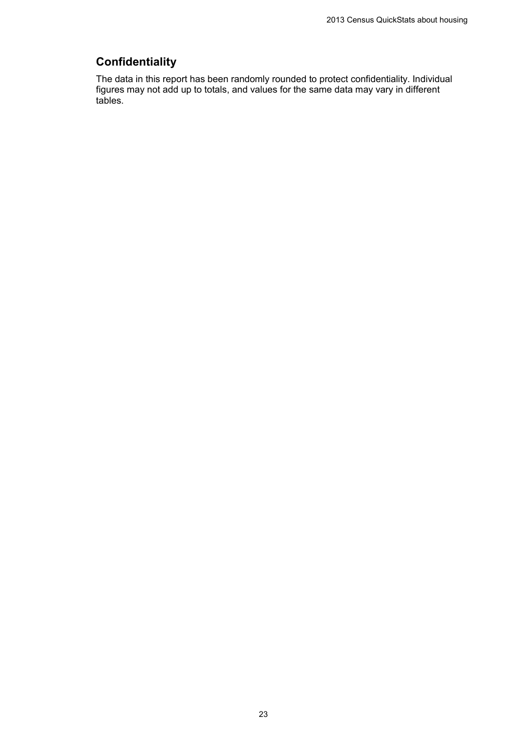## Confidentiality

The data in this report has been randomly rounded to protect confidentiality. Individual figures may not add up to totals, and values for the same data may vary in different tables.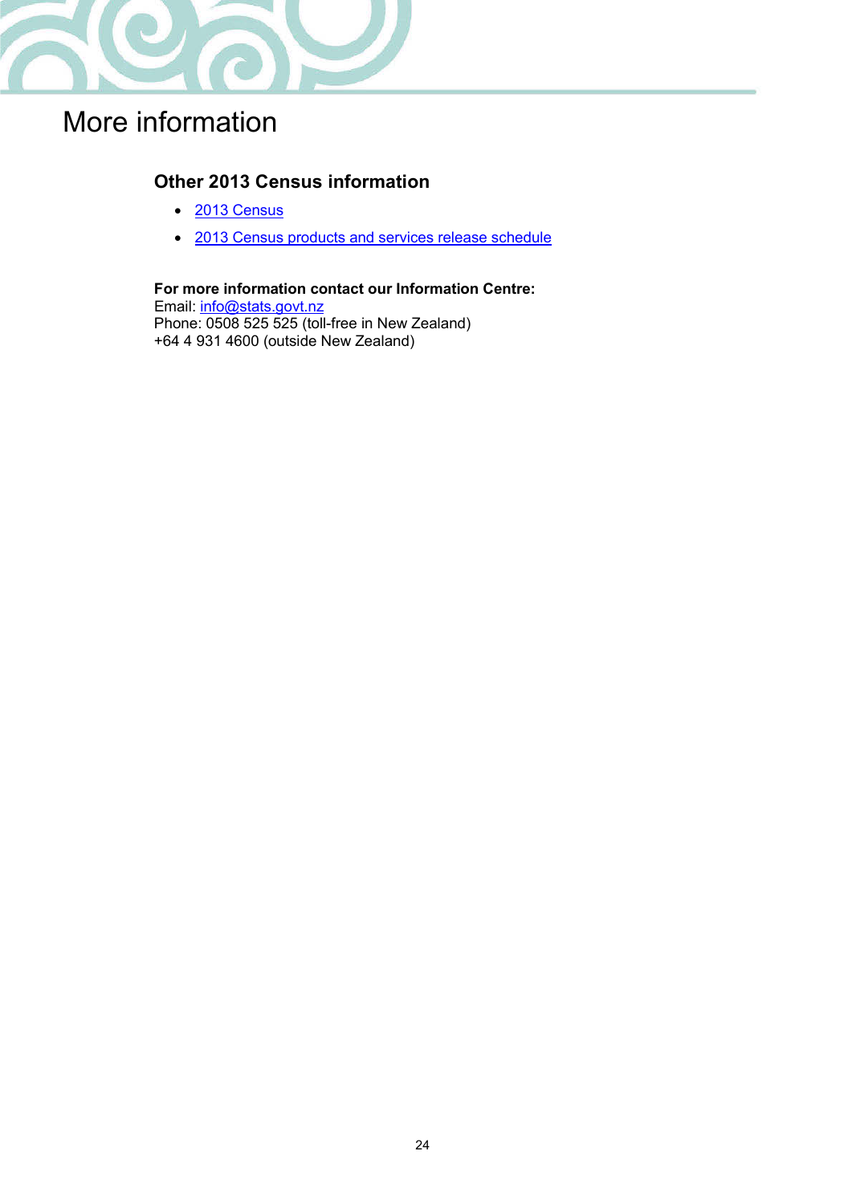# More information

### Other 2013 Census information

- 2013 Census
- 2013 Census products and services release schedule

**For more information contact our Information Centre:**
Email: info@stats.govt.nz
Phone: 0508 525 525 (toll-free in New Zealand)
+64 4 931 4600 (outside New Zealand)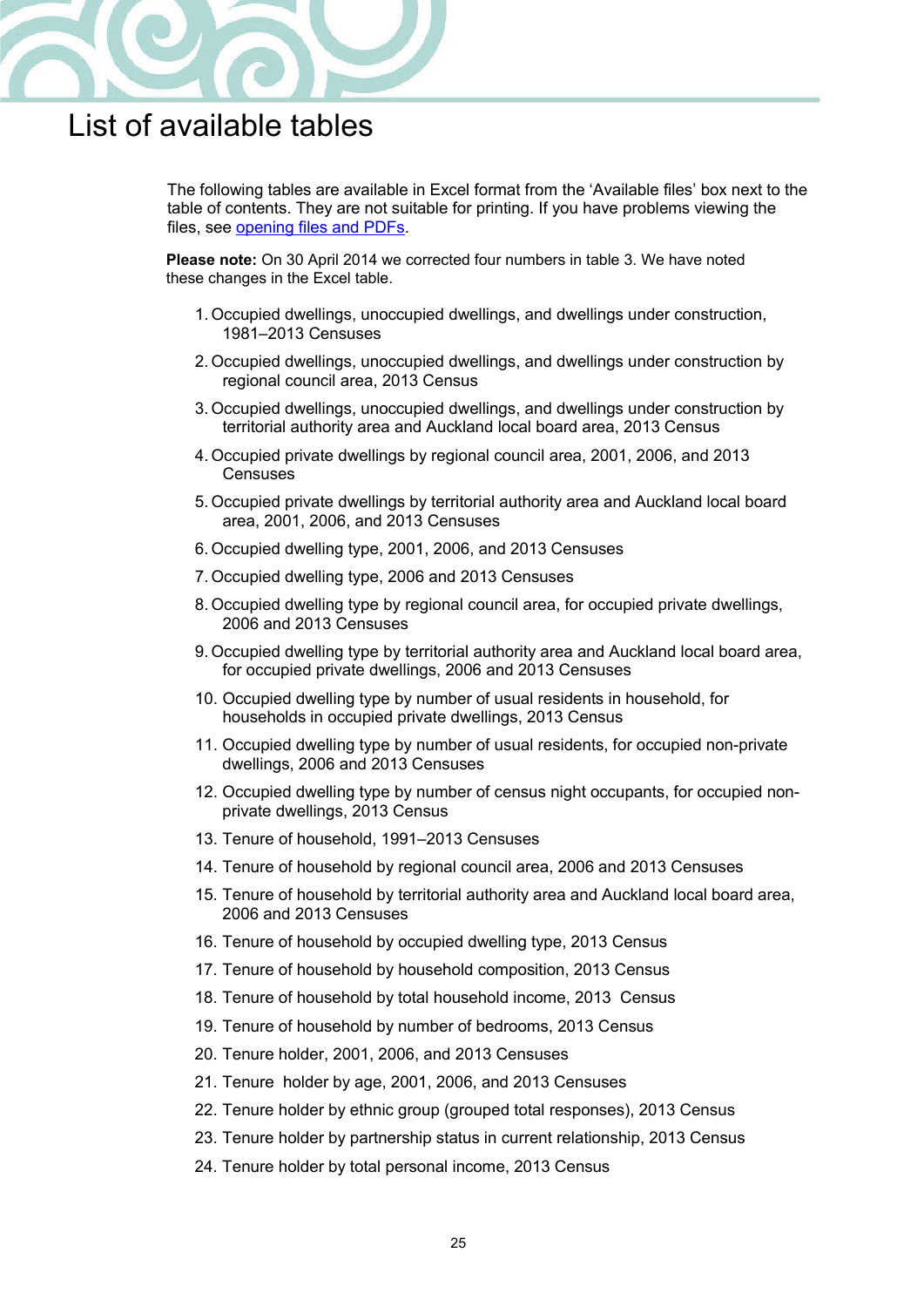# List of available tables

The following tables are available in Excel format from the 'Available files' box next to the table of contents. They are not suitable for printing. If you have problems viewing the files, see [opening files and PDFs](#).

**Please note:** On 30 April 2014 we corrected four numbers in table 3. We have noted these changes in the Excel table.

1. Occupied dwellings, unoccupied dwellings, and dwellings under construction, 1981–2013 Censuses
2. Occupied dwellings, unoccupied dwellings, and dwellings under construction by regional council area, 2013 Census
3. Occupied dwellings, unoccupied dwellings, and dwellings under construction by territorial authority area and Auckland local board area, 2013 Census
4. Occupied private dwellings by regional council area, 2001, 2006, and 2013 Censuses
5. Occupied private dwellings by territorial authority area and Auckland local board area, 2001, 2006, and 2013 Censuses
6. Occupied dwelling type, 2001, 2006, and 2013 Censuses
7. Occupied dwelling type, 2006 and 2013 Censuses
8. Occupied dwelling type by regional council area, for occupied private dwellings, 2006 and 2013 Censuses
9. Occupied dwelling type by territorial authority area and Auckland local board area, for occupied private dwellings, 2006 and 2013 Censuses
10. Occupied dwelling type by number of usual residents in household, for households in occupied private dwellings, 2013 Census
11. Occupied dwelling type by number of usual residents, for occupied non-private dwellings, 2006 and 2013 Censuses
12. Occupied dwelling type by number of census night occupants, for occupied non-private dwellings, 2013 Census
13. Tenure of household, 1991–2013 Censuses
14. Tenure of household by regional council area, 2006 and 2013 Censuses
15. Tenure of household by territorial authority area and Auckland local board area, 2006 and 2013 Censuses
16. Tenure of household by occupied dwelling type, 2013 Census
17. Tenure of household by household composition, 2013 Census
18. Tenure of household by total household income, 2013 Census
19. Tenure of household by number of bedrooms, 2013 Census
20. Tenure holder, 2001, 2006, and 2013 Censuses
21. Tenure holder by age, 2001, 2006, and 2013 Censuses
22. Tenure holder by ethnic group (grouped total responses), 2013 Census
23. Tenure holder by partnership status in current relationship, 2013 Census
24. Tenure holder by total personal income, 2013 Census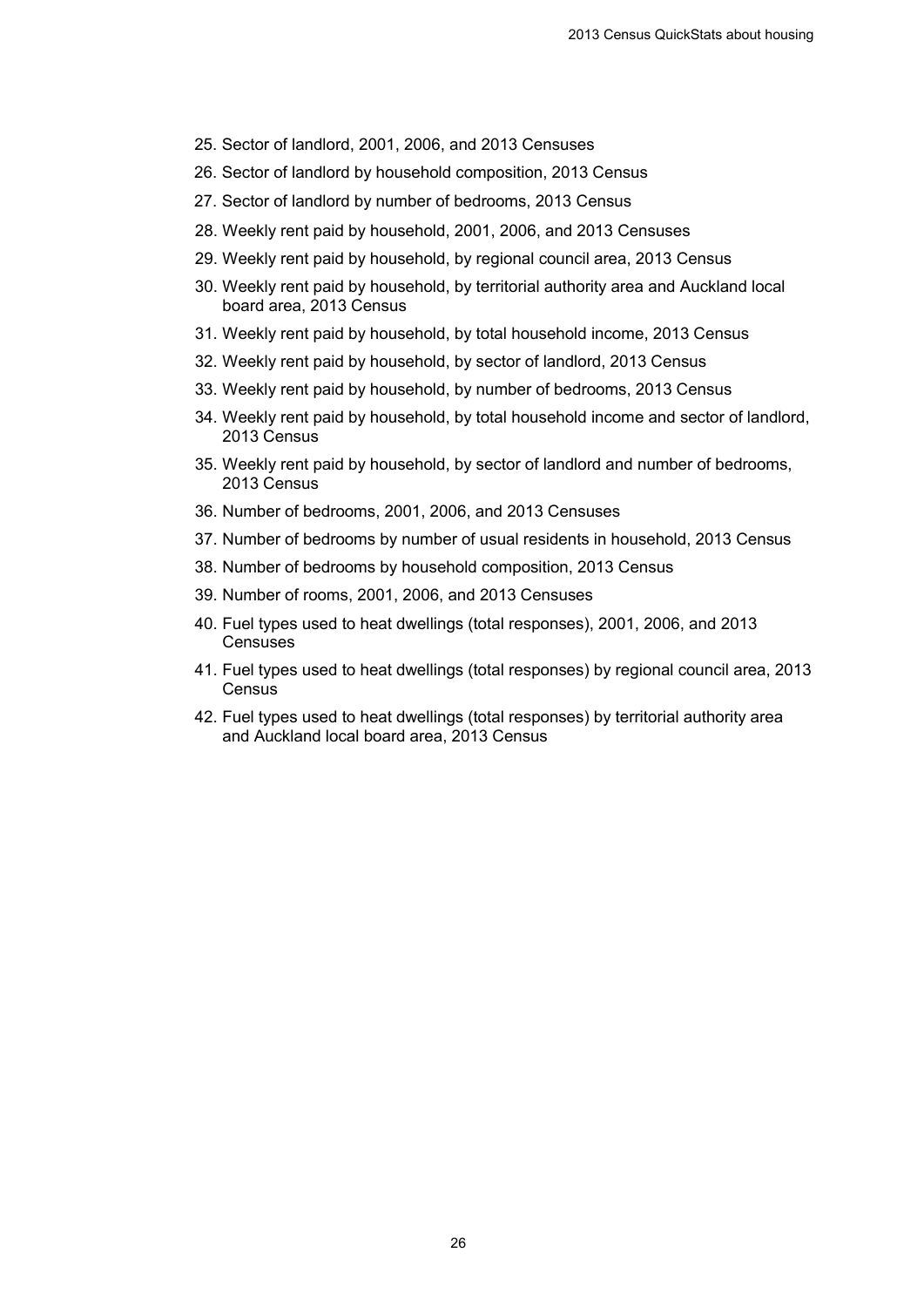25. Sector of landlord, 2001, 2006, and 2013 Censuses
26. Sector of landlord by household composition, 2013 Census
27. Sector of landlord by number of bedrooms, 2013 Census
28. Weekly rent paid by household, 2001, 2006, and 2013 Censuses
29. Weekly rent paid by household, by regional council area, 2013 Census
30. Weekly rent paid by household, by territorial authority area and Auckland local board area, 2013 Census
31. Weekly rent paid by household, by total household income, 2013 Census
32. Weekly rent paid by household, by sector of landlord, 2013 Census
33. Weekly rent paid by household, by number of bedrooms, 2013 Census
34. Weekly rent paid by household, by total household income and sector of landlord, 2013 Census
35. Weekly rent paid by household, by sector of landlord and number of bedrooms, 2013 Census
36. Number of bedrooms, 2001, 2006, and 2013 Censuses
37. Number of bedrooms by number of usual residents in household, 2013 Census
38. Number of bedrooms by household composition, 2013 Census
39. Number of rooms, 2001, 2006, and 2013 Censuses
40. Fuel types used to heat dwellings (total responses), 2001, 2006, and 2013 Censuses
41. Fuel types used to heat dwellings (total responses) by regional council area, 2013 Census
42. Fuel types used to heat dwellings (total responses) by territorial authority area and Auckland local board area, 2013 Census